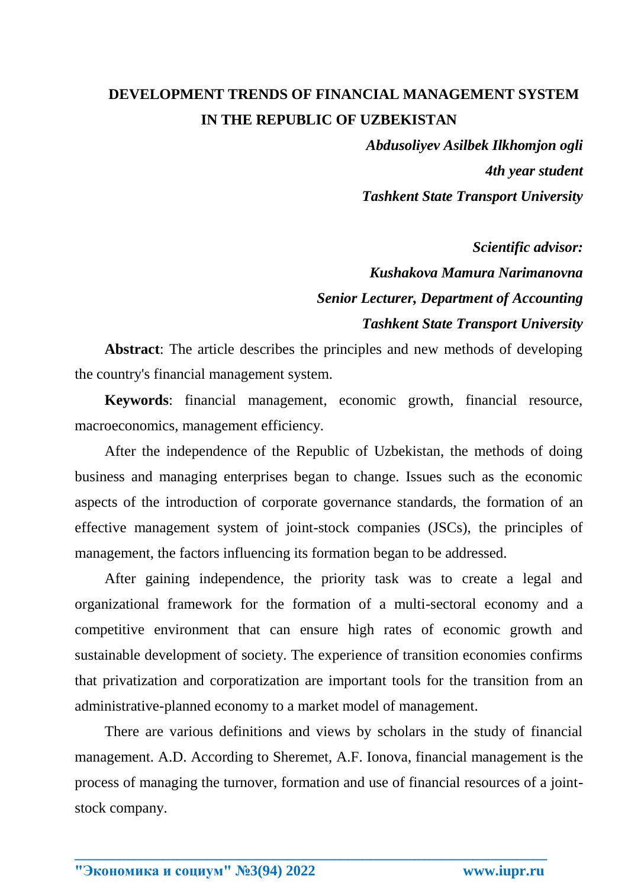# DEVELOPMENT TRENDS OF FINANCIAL MANAGEMENT SYSTEM IN THE REPUBLIC OF UZBEKISTAN

***Abdusoliyev Asilbek Ilkhomjon ogli***
***4th year student***
***Tashkent State Transport University***

***Scientific advisor:***
***Kushakova Mamura Narimanovna***
***Senior Lecturer, Department of Accounting***
***Tashkent State Transport University***

**Abstract**: The article describes the principles and new methods of developing the country's financial management system.

**Keywords**: financial management, economic growth, financial resource, macroeconomics, management efficiency.

After the independence of the Republic of Uzbekistan, the methods of doing business and managing enterprises began to change. Issues such as the economic aspects of the introduction of corporate governance standards, the formation of an effective management system of joint-stock companies (JSCs), the principles of management, the factors influencing its formation began to be addressed.

After gaining independence, the priority task was to create a legal and organizational framework for the formation of a multi-sectoral economy and a competitive environment that can ensure high rates of economic growth and sustainable development of society. The experience of transition economies confirms that privatization and corporatization are important tools for the transition from an administrative-planned economy to a market model of management.

There are various definitions and views by scholars in the study of financial management. A.D. According to Sheremet, A.F. Ionova, financial management is the process of managing the turnover, formation and use of financial resources of a joint-stock company.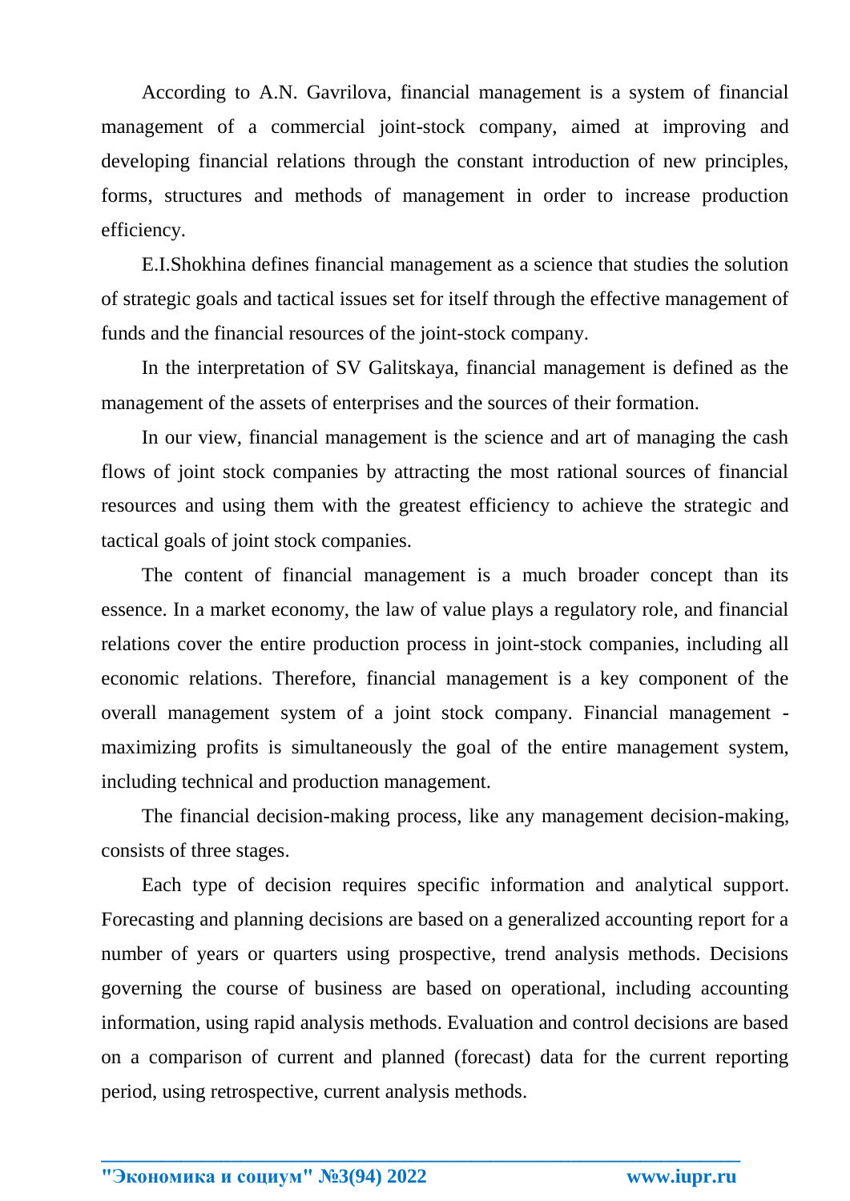According to A.N. Gavrilova, financial management is a system of financial management of a commercial joint-stock company, aimed at improving and developing financial relations through the constant introduction of new principles, forms, structures and methods of management in order to increase production efficiency.

E.I.Shokhina defines financial management as a science that studies the solution of strategic goals and tactical issues set for itself through the effective management of funds and the financial resources of the joint-stock company.

In the interpretation of SV Galitskaya, financial management is defined as the management of the assets of enterprises and the sources of their formation.

In our view, financial management is the science and art of managing the cash flows of joint stock companies by attracting the most rational sources of financial resources and using them with the greatest efficiency to achieve the strategic and tactical goals of joint stock companies.

The content of financial management is a much broader concept than its essence. In a market economy, the law of value plays a regulatory role, and financial relations cover the entire production process in joint-stock companies, including all economic relations. Therefore, financial management is a key component of the overall management system of a joint stock company. Financial management - maximizing profits is simultaneously the goal of the entire management system, including technical and production management.

The financial decision-making process, like any management decision-making, consists of three stages.

Each type of decision requires specific information and analytical support. Forecasting and planning decisions are based on a generalized accounting report for a number of years or quarters using prospective, trend analysis methods. Decisions governing the course of business are based on operational, including accounting information, using rapid analysis methods. Evaluation and control decisions are based on a comparison of current and planned (forecast) data for the current reporting period, using retrospective, current analysis methods.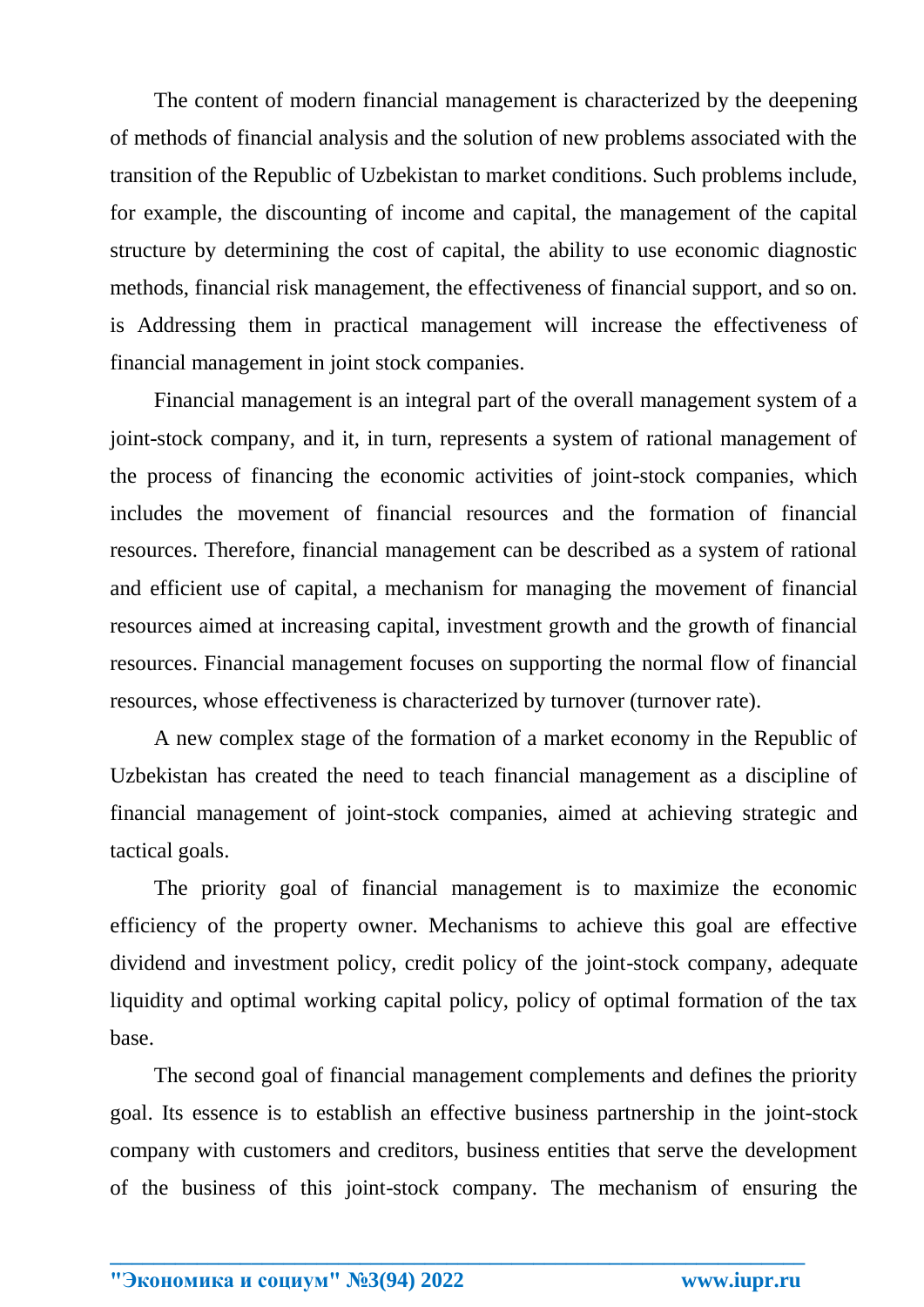The content of modern financial management is characterized by the deepening of methods of financial analysis and the solution of new problems associated with the transition of the Republic of Uzbekistan to market conditions. Such problems include, for example, the discounting of income and capital, the management of the capital structure by determining the cost of capital, the ability to use economic diagnostic methods, financial risk management, the effectiveness of financial support, and so on. is Addressing them in practical management will increase the effectiveness of financial management in joint stock companies.

Financial management is an integral part of the overall management system of a joint-stock company, and it, in turn, represents a system of rational management of the process of financing the economic activities of joint-stock companies, which includes the movement of financial resources and the formation of financial resources. Therefore, financial management can be described as a system of rational and efficient use of capital, a mechanism for managing the movement of financial resources aimed at increasing capital, investment growth and the growth of financial resources. Financial management focuses on supporting the normal flow of financial resources, whose effectiveness is characterized by turnover (turnover rate).

A new complex stage of the formation of a market economy in the Republic of Uzbekistan has created the need to teach financial management as a discipline of financial management of joint-stock companies, aimed at achieving strategic and tactical goals.

The priority goal of financial management is to maximize the economic efficiency of the property owner. Mechanisms to achieve this goal are effective dividend and investment policy, credit policy of the joint-stock company, adequate liquidity and optimal working capital policy, policy of optimal formation of the tax base.

The second goal of financial management complements and defines the priority goal. Its essence is to establish an effective business partnership in the joint-stock company with customers and creditors, business entities that serve the development of the business of this joint-stock company. The mechanism of ensuring the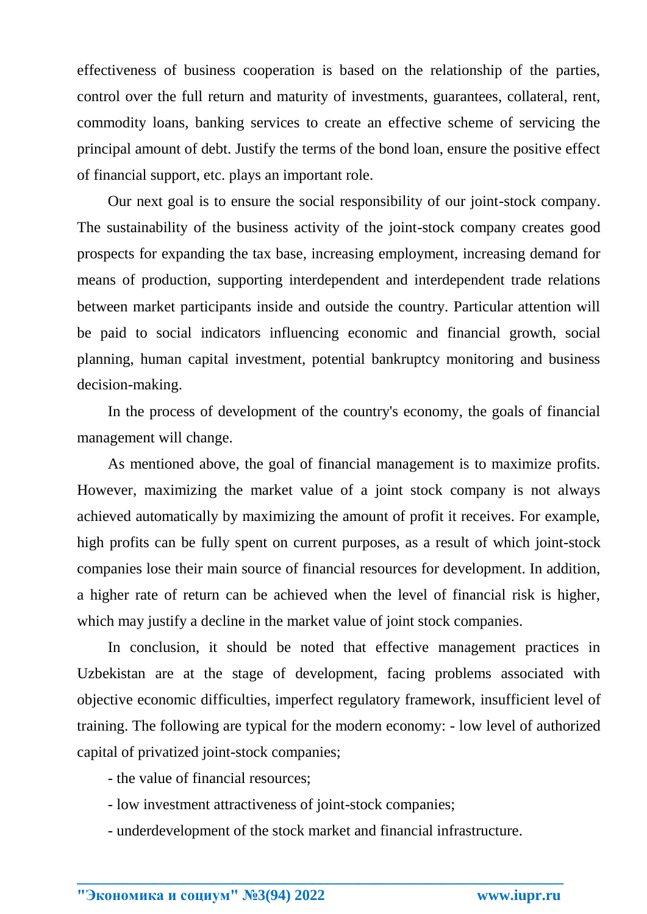effectiveness of business cooperation is based on the relationship of the parties, control over the full return and maturity of investments, guarantees, collateral, rent, commodity loans, banking services to create an effective scheme of servicing the principal amount of debt. Justify the terms of the bond loan, ensure the positive effect of financial support, etc. plays an important role.

Our next goal is to ensure the social responsibility of our joint-stock company. The sustainability of the business activity of the joint-stock company creates good prospects for expanding the tax base, increasing employment, increasing demand for means of production, supporting interdependent and interdependent trade relations between market participants inside and outside the country. Particular attention will be paid to social indicators influencing economic and financial growth, social planning, human capital investment, potential bankruptcy monitoring and business decision-making.

In the process of development of the country's economy, the goals of financial management will change.

As mentioned above, the goal of financial management is to maximize profits. However, maximizing the market value of a joint stock company is not always achieved automatically by maximizing the amount of profit it receives. For example, high profits can be fully spent on current purposes, as a result of which joint-stock companies lose their main source of financial resources for development. In addition, a higher rate of return can be achieved when the level of financial risk is higher, which may justify a decline in the market value of joint stock companies.

In conclusion, it should be noted that effective management practices in Uzbekistan are at the stage of development, facing problems associated with objective economic difficulties, imperfect regulatory framework, insufficient level of training. The following are typical for the modern economy: - low level of authorized capital of privatized joint-stock companies;

- the value of financial resources;
- low investment attractiveness of joint-stock companies;
- underdevelopment of the stock market and financial infrastructure.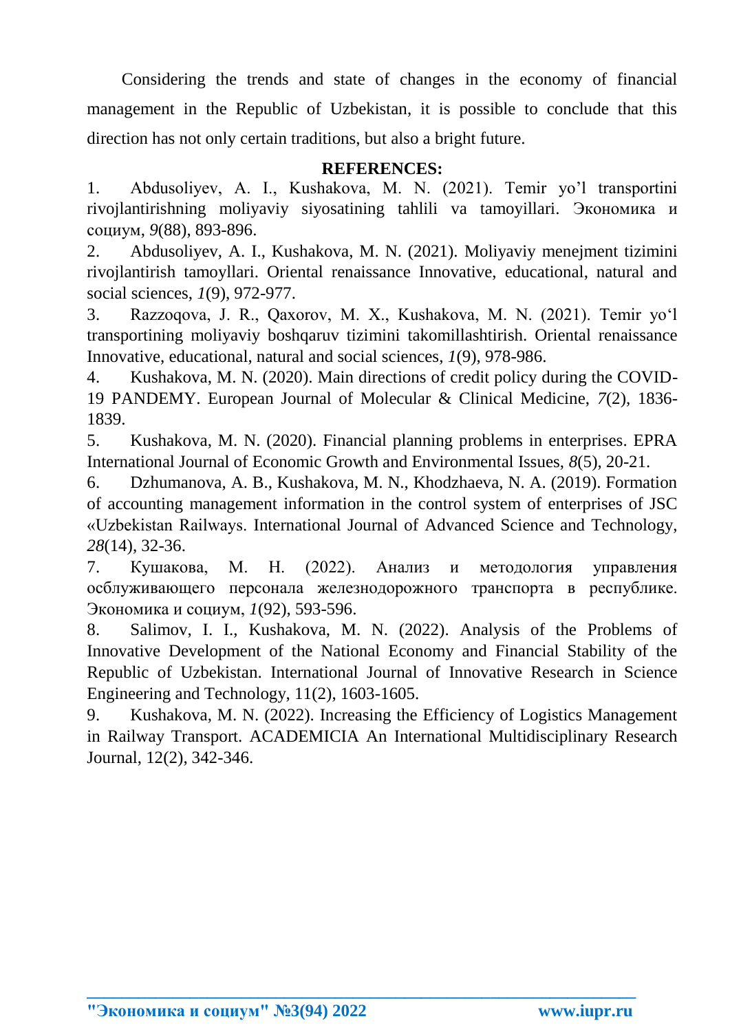Considering the trends and state of changes in the economy of financial management in the Republic of Uzbekistan, it is possible to conclude that this direction has not only certain traditions, but also a bright future.

**REFERENCES:**

1. Abdusoliyev, A. I., Kushakova, M. N. (2021). Temir yo'l transportini rivojlantirishning moliyaviy siyosatining tahlili va tamoyillari. Экономика и социум, *9*(88), 893-896.
2. Abdusoliyev, A. I., Kushakova, M. N. (2021). Moliyaviy menejment tizimini rivojlantirish tamoyllari. Oriental renaissance Innovative, educational, natural and social sciences, *1*(9), 972-977.
3. Razzoqova, J. R., Qaxorov, M. X., Kushakova, M. N. (2021). Temir yo'l transportining moliyaviy boshqaruv tizimini takomillashtirish. Oriental renaissance Innovative, educational, natural and social sciences, *1*(9), 978-986.
4. Kushakova, M. N. (2020). Main directions of credit policy during the COVID-19 PANDEMY. European Journal of Molecular & Clinical Medicine, *7*(2), 1836-1839.
5. Kushakova, M. N. (2020). Financial planning problems in enterprises. EPRA International Journal of Economic Growth and Environmental Issues, *8*(5), 20-21.
6. Dzhumanova, A. B., Kushakova, M. N., Khodzhaeva, N. A. (2019). Formation of accounting management information in the control system of enterprises of JSC «Uzbekistan Railways. International Journal of Advanced Science and Technology, *28*(14), 32-36.
7. Кушакова, М. Н. (2022). Анализ и методология управления осблуживающего персонала железнодорожного транспорта в республике. Экономика и социум, *1*(92), 593-596.
8. Salimov, I. I., Kushakova, M. N. (2022). Analysis of the Problems of Innovative Development of the National Economy and Financial Stability of the Republic of Uzbekistan. International Journal of Innovative Research in Science Engineering and Technology, 11(2), 1603-1605.
9. Kushakova, M. N. (2022). Increasing the Efficiency of Logistics Management in Railway Transport. ACADEMICIA An International Multidisciplinary Research Journal, 12(2), 342-346.